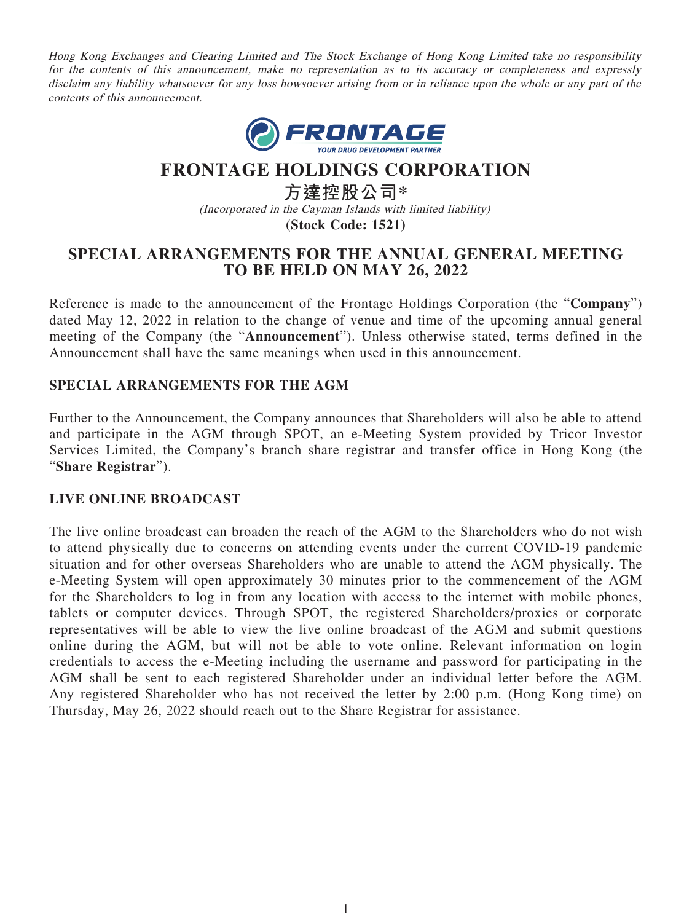*Hong Kong Exchanges and Clearing Limited and The Stock Exchange of Hong Kong Limited take no responsibility for the contents of this announcement, make no representation as to its accuracy or completeness and expressly disclaim any liability whatsoever for any loss howsoever arising from or in reliance upon the whole or any part of the contents of this announcement.*

# FRONTAGE HOLDINGS CORPORATION

# 方達控股公司*

*(Incorporated in the Cayman Islands with limited liability)*

**(Stock Code: 1521)**

## SPECIAL ARRANGEMENTS FOR THE ANNUAL GENERAL MEETING TO BE HELD ON MAY 26, 2022

Reference is made to the announcement of the Frontage Holdings Corporation (the "**Company**") dated May 12, 2022 in relation to the change of venue and time of the upcoming annual general meeting of the Company (the "**Announcement**"). Unless otherwise stated, terms defined in the Announcement shall have the same meanings when used in this announcement.

### SPECIAL ARRANGEMENTS FOR THE AGM

Further to the Announcement, the Company announces that Shareholders will also be able to attend and participate in the AGM through SPOT, an e-Meeting System provided by Tricor Investor Services Limited, the Company's branch share registrar and transfer office in Hong Kong (the "**Share Registrar**").

### LIVE ONLINE BROADCAST

The live online broadcast can broaden the reach of the AGM to the Shareholders who do not wish to attend physically due to concerns on attending events under the current COVID-19 pandemic situation and for other overseas Shareholders who are unable to attend the AGM physically. The e-Meeting System will open approximately 30 minutes prior to the commencement of the AGM for the Shareholders to log in from any location with access to the internet with mobile phones, tablets or computer devices. Through SPOT, the registered Shareholders/proxies or corporate representatives will be able to view the live online broadcast of the AGM and submit questions online during the AGM, but will not be able to vote online. Relevant information on login credentials to access the e-Meeting including the username and password for participating in the AGM shall be sent to each registered Shareholder under an individual letter before the AGM. Any registered Shareholder who has not received the letter by 2:00 p.m. (Hong Kong time) on Thursday, May 26, 2022 should reach out to the Share Registrar for assistance.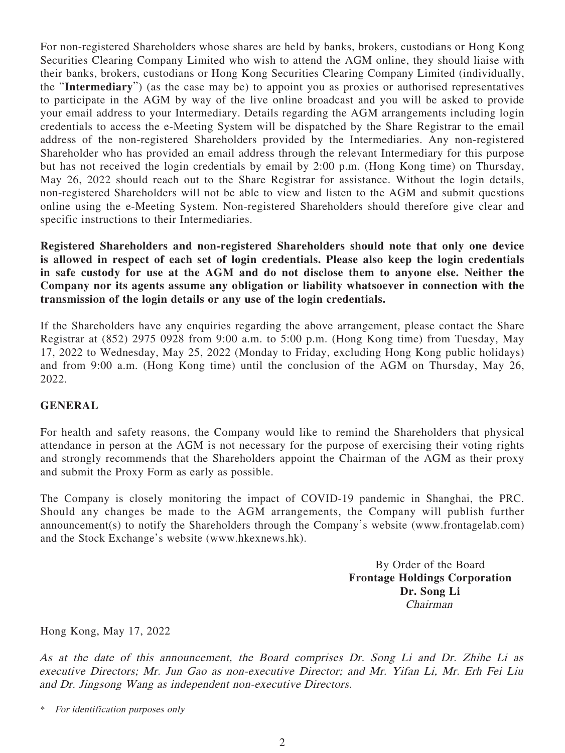For non-registered Shareholders whose shares are held by banks, brokers, custodians or Hong Kong Securities Clearing Company Limited who wish to attend the AGM online, they should liaise with their banks, brokers, custodians or Hong Kong Securities Clearing Company Limited (individually, the "**Intermediary**") (as the case may be) to appoint you as proxies or authorised representatives to participate in the AGM by way of the live online broadcast and you will be asked to provide your email address to your Intermediary. Details regarding the AGM arrangements including login credentials to access the e-Meeting System will be dispatched by the Share Registrar to the email address of the non-registered Shareholders provided by the Intermediaries. Any non-registered Shareholder who has provided an email address through the relevant Intermediary for this purpose but has not received the login credentials by email by 2:00 p.m. (Hong Kong time) on Thursday, May 26, 2022 should reach out to the Share Registrar for assistance. Without the login details, non-registered Shareholders will not be able to view and listen to the AGM and submit questions online using the e-Meeting System. Non-registered Shareholders should therefore give clear and specific instructions to their Intermediaries.

**Registered Shareholders and non-registered Shareholders should note that only one device is allowed in respect of each set of login credentials. Please also keep the login credentials in safe custody for use at the AGM and do not disclose them to anyone else. Neither the Company nor its agents assume any obligation or liability whatsoever in connection with the transmission of the login details or any use of the login credentials.**

If the Shareholders have any enquiries regarding the above arrangement, please contact the Share Registrar at (852) 2975 0928 from 9:00 a.m. to 5:00 p.m. (Hong Kong time) from Tuesday, May 17, 2022 to Wednesday, May 25, 2022 (Monday to Friday, excluding Hong Kong public holidays) and from 9:00 a.m. (Hong Kong time) until the conclusion of the AGM on Thursday, May 26, 2022.

**GENERAL**

For health and safety reasons, the Company would like to remind the Shareholders that physical attendance in person at the AGM is not necessary for the purpose of exercising their voting rights and strongly recommends that the Shareholders appoint the Chairman of the AGM as their proxy and submit the Proxy Form as early as possible.

The Company is closely monitoring the impact of COVID-19 pandemic in Shanghai, the PRC. Should any changes be made to the AGM arrangements, the Company will publish further announcement(s) to notify the Shareholders through the Company's website (www.frontagelab.com) and the Stock Exchange's website (www.hkexnews.hk).

By Order of the Board
**Frontage Holdings Corporation**
**Dr. Song Li**
*Chairman*

Hong Kong, May 17, 2022

*As at the date of this announcement, the Board comprises Dr. Song Li and Dr. Zhihe Li as executive Directors; Mr. Jun Gao as non-executive Director; and Mr. Yifan Li, Mr. Erh Fei Liu and Dr. Jingsong Wang as independent non-executive Directors.*

\* *For identification purposes only*